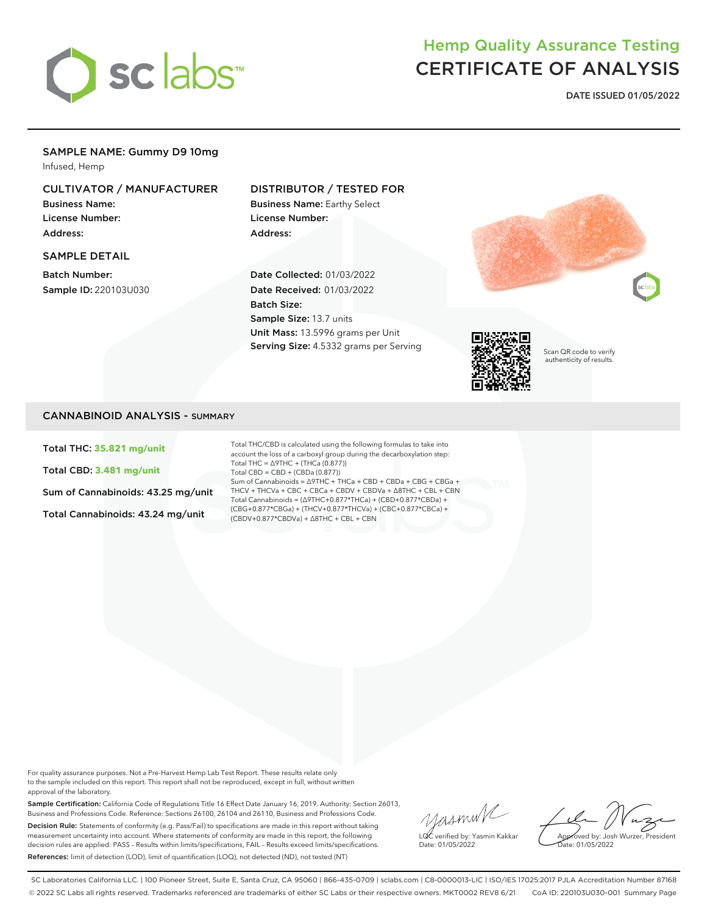# sc labs

## Hemp Quality Assurance Testing
# CERTIFICATE OF ANALYSIS

**DATE ISSUED 01/05/2022**

---

### SAMPLE NAME: Gummy D9 10mg
Infused, Hemp

### CULTIVATOR / MANUFACTURER
**Business Name:**
**License Number:**
**Address:**

### DISTRIBUTOR / TESTED FOR
**Business Name:** Earthy Select
**License Number:**
**Address:**

### SAMPLE DETAIL
**Batch Number:**
**Sample ID:** 220103U030

**Date Collected:** 01/03/2022
**Date Received:** 01/03/2022
**Batch Size:**
**Sample Size:** 13.7 units
**Unit Mass:** 13.5996 grams per Unit
**Serving Size:** 4.5332 grams per Serving

Scan QR code to verify authenticity of results.

## CANNABINOID ANALYSIS - SUMMARY

**Total THC: 35.821 mg/unit**

**Total CBD: 3.481 mg/unit**

Sum of Cannabinoids: 43.25 mg/unit

Total Cannabinoids: 43.24 mg/unit

Total THC/CBD is calculated using the following formulas to take into account the loss of a carboxyl group during the decarboxylation step:
Total THC = Δ9THC + (THCa (0.877))
Total CBD = CBD + (CBDa (0.877))
Sum of Cannabinoids = Δ9THC + THCa + CBD + CBDa + CBG + CBGa + THCV + THCVa + CBC + CBCa + CBDV + CBDVa + Δ8THC + CBL + CBN
Total Cannabinoids = (Δ9THC+0.877*THCa) + (CBD+0.877*CBDa) + (CBG+0.877*CBGa) + (THCV+0.877*THCVa) + (CBC+0.877*CBCa) + (CBDV+0.877*CBDVa) + Δ8THC + CBL + CBN

---

For quality assurance purposes. Not a Pre-Harvest Hemp Lab Test Report. These results relate only to the sample included on this report. This report shall not be reproduced, except in full, without written approval of the laboratory.

**Sample Certification:** California Code of Regulations Title 16 Effect Date January 16, 2019. Authority: Section 26013, Business and Professions Code. Reference: Sections 26100, 26104 and 26110, Business and Professions Code.

**Decision Rule:** Statements of conformity (e.g. Pass/Fail) to specifications are made in this report without taking measurement uncertainty into account. Where statements of conformity are made in this report, the following decision rules are applied: PASS – Results within limits/specifications, FAIL – Results exceed limits/specifications.

**References:** limit of detection (LOD), limit of quantification (LOQ), not detected (ND), not tested (NT)

LQC verified by: Yasmin Kakkar
Date: 01/05/2022

Approved by: Josh Wurzer, President
Date: 01/05/2022

SC Laboratories California LLC. | 100 Pioneer Street, Suite E, Santa Cruz, CA 95060 | 866-435-0709 | sclabs.com | C8-0000013-LIC | ISO/IES 17025:2017 PJLA Accreditation Number 87168
© 2022 SC Labs all rights reserved. Trademarks referenced are trademarks of either SC Labs or their respective owners. MKT0002 REV8 6/21 CoA ID: 220103U030-001 Summary Page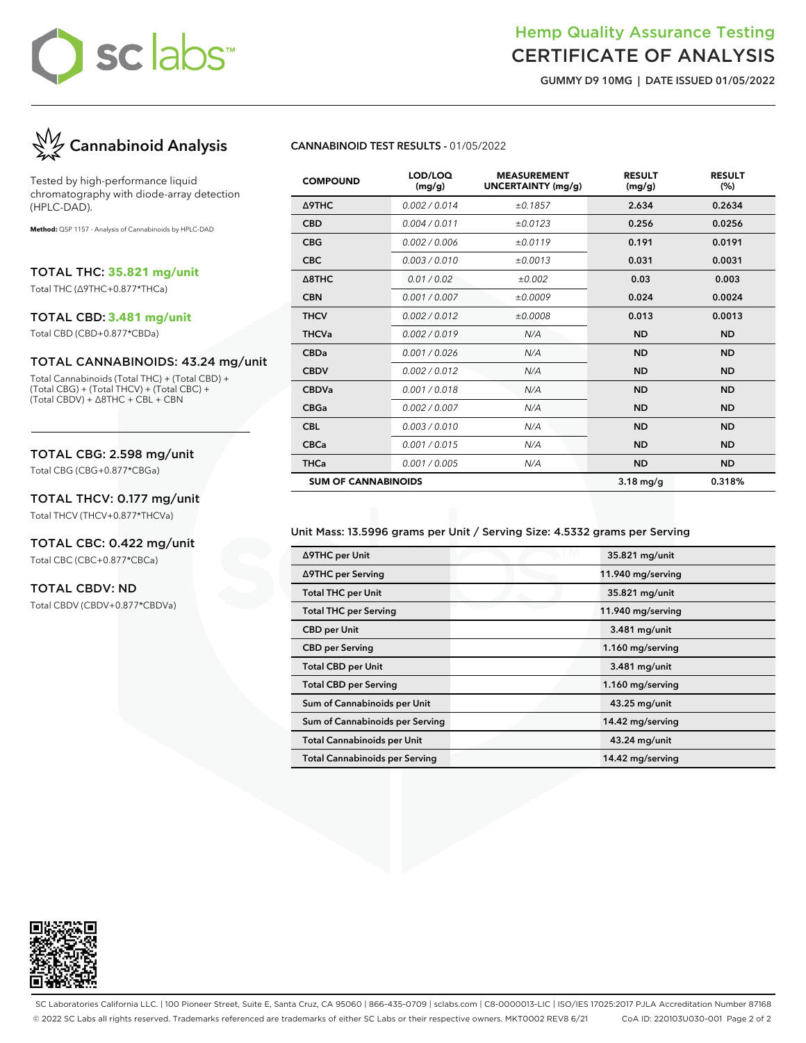# Hemp Quality Assurance Testing
# CERTIFICATE OF ANALYSIS

**GUMMY D9 10MG | DATE ISSUED 01/05/2022**

## Cannabinoid Analysis

Tested by high-performance liquid chromatography with diode-array detection (HPLC-DAD).

**Method:** QSP 1157 - Analysis of Cannabinoids by HPLC-DAD

### TOTAL THC: 35.821 mg/unit

Total THC (Δ9THC+0.877*THCa)

### TOTAL CBD: 3.481 mg/unit

Total CBD (CBD+0.877*CBDa)

### TOTAL CANNABINOIDS: 43.24 mg/unit

Total Cannabinoids (Total THC) + (Total CBD) + (Total CBG) + (Total THCV) + (Total CBC) + (Total CBDV) + Δ8THC + CBL + CBN

### TOTAL CBG: 2.598 mg/unit

Total CBG (CBG+0.877*CBGa)

### TOTAL THCV: 0.177 mg/unit

Total THCV (THCV+0.877*THCVa)

### TOTAL CBC: 0.422 mg/unit

Total CBC (CBC+0.877*CBCa)

### TOTAL CBDV: ND

Total CBDV (CBDV+0.877*CBDVa)

**CANNABINOID TEST RESULTS** - 01/05/2022

| COMPOUND | LOD/LOQ (mg/g) | MEASUREMENT UNCERTAINTY (mg/g) | RESULT (mg/g) | RESULT (%) |
|---|---|---|---|---|
| Δ9THC | 0.002 / 0.014 | ±0.1857 | 2.634 | 0.2634 |
| CBD | 0.004 / 0.011 | ±0.0123 | 0.256 | 0.0256 |
| CBG | 0.002 / 0.006 | ±0.0119 | 0.191 | 0.0191 |
| CBC | 0.003 / 0.010 | ±0.0013 | 0.031 | 0.0031 |
| Δ8THC | 0.01 / 0.02 | ±0.002 | 0.03 | 0.003 |
| CBN | 0.001 / 0.007 | ±0.0009 | 0.024 | 0.0024 |
| THCV | 0.002 / 0.012 | ±0.0008 | 0.013 | 0.0013 |
| THCVa | 0.002 / 0.019 | N/A | ND | ND |
| CBDa | 0.001 / 0.026 | N/A | ND | ND |
| CBDV | 0.002 / 0.012 | N/A | ND | ND |
| CBDVa | 0.001 / 0.018 | N/A | ND | ND |
| CBGa | 0.002 / 0.007 | N/A | ND | ND |
| CBL | 0.003 / 0.010 | N/A | ND | ND |
| CBCa | 0.001 / 0.015 | N/A | ND | ND |
| THCa | 0.001 / 0.005 | N/A | ND | ND |
| **SUM OF CANNABINOIDS** | | | 3.18 mg/g | 0.318% |

Unit Mass: 13.5996 grams per Unit / Serving Size: 4.5332 grams per Serving

| | |
|---|---|
| Δ9THC per Unit | 35.821 mg/unit |
| Δ9THC per Serving | 11.940 mg/serving |
| Total THC per Unit | 35.821 mg/unit |
| Total THC per Serving | 11.940 mg/serving |
| CBD per Unit | 3.481 mg/unit |
| CBD per Serving | 1.160 mg/serving |
| Total CBD per Unit | 3.481 mg/unit |
| Total CBD per Serving | 1.160 mg/serving |
| Sum of Cannabinoids per Unit | 43.25 mg/unit |
| Sum of Cannabinoids per Serving | 14.42 mg/serving |
| Total Cannabinoids per Unit | 43.24 mg/unit |
| Total Cannabinoids per Serving | 14.42 mg/serving |

SC Laboratories California LLC. | 100 Pioneer Street, Suite E, Santa Cruz, CA 95060 | 866-435-0709 | sclabs.com | C8-0000013-LIC | ISO/IES 17025:2017 PJLA Accreditation Number 87168

© 2022 SC Labs all rights reserved. Trademarks referenced are trademarks of either SC Labs or their respective owners. MKT0002 REV8 6/21 CoA ID: 220103U030-001